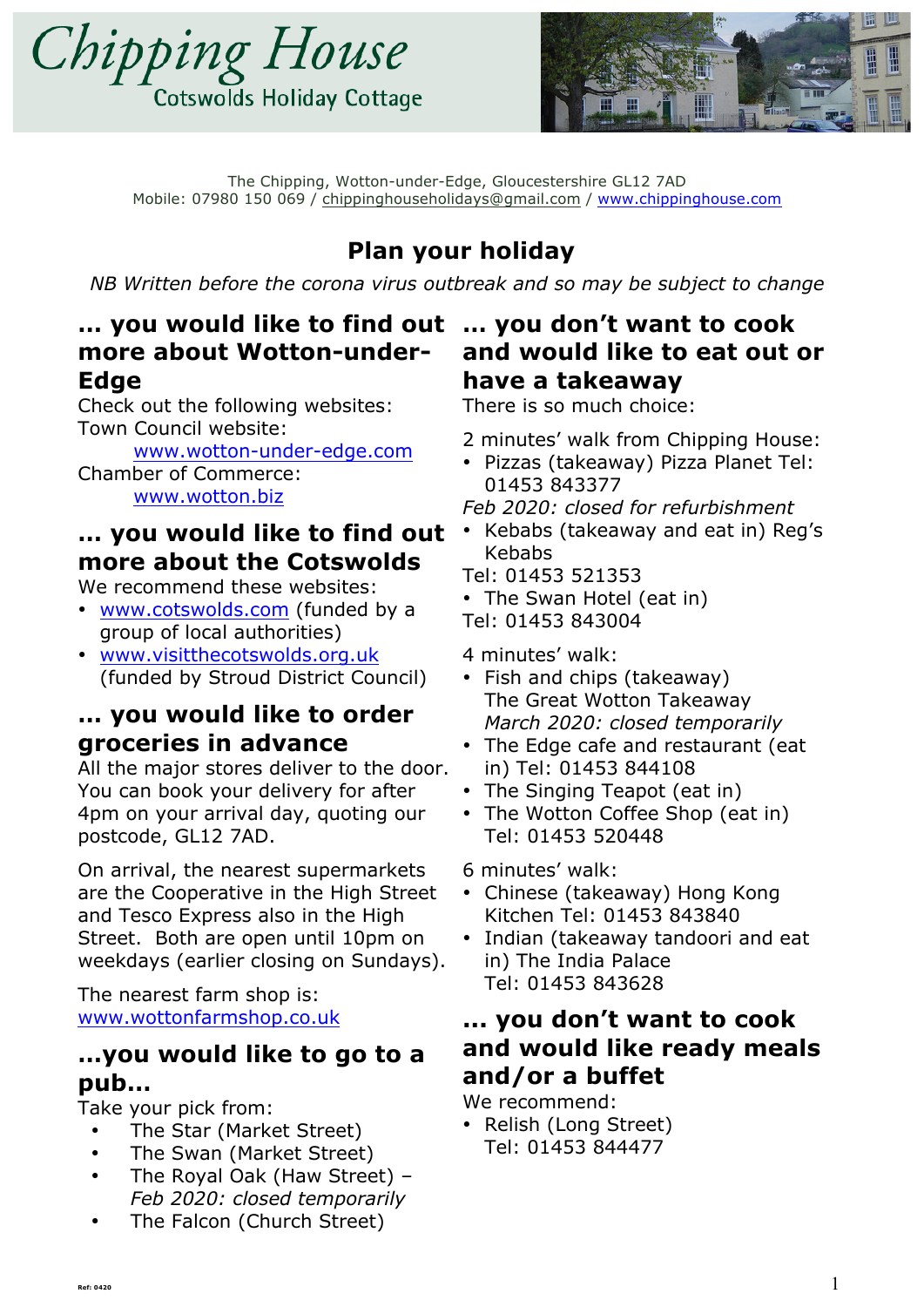# Chipping House

Cotswolds Holiday Cottage

The Chipping, Wotton-under-Edge, Gloucestershire GL12 7AD
Mobile: 07980 150 069 / chippinghouseholidays@gmail.com / www.chippinghouse.com

## Plan your holiday

*NB Written before the corona virus outbreak and so may be subject to change*

### … you would like to find out more about Wotton-under-Edge

Check out the following websites:
Town Council website:
www.wotton-under-edge.com
Chamber of Commerce:
www.wotton.biz

### … you would like to find out more about the Cotswolds

We recommend these websites:

- www.cotswolds.com (funded by a group of local authorities)
- www.visitthecotswolds.org.uk (funded by Stroud District Council)

### … you would like to order groceries in advance

All the major stores deliver to the door. You can book your delivery for after 4pm on your arrival day, quoting our postcode, GL12 7AD.

On arrival, the nearest supermarkets are the Cooperative in the High Street and Tesco Express also in the High Street. Both are open until 10pm on weekdays (earlier closing on Sundays).

The nearest farm shop is:
www.wottonfarmshop.co.uk

### …you would like to go to a pub…

Take your pick from:

- The Star (Market Street)
- The Swan (Market Street)
- The Royal Oak (Haw Street) – *Feb 2020: closed temporarily*
- The Falcon (Church Street)

### … you don't want to cook and would like to eat out or have a takeaway

There is so much choice:

2 minutes' walk from Chipping House:

- Pizzas (takeaway) Pizza Planet Tel: 01453 843377

*Feb 2020: closed for refurbishment*

- Kebabs (takeaway and eat in) Reg's Kebabs

Tel: 01453 521353

- The Swan Hotel (eat in)

Tel: 01453 843004

4 minutes' walk:

- Fish and chips (takeaway) The Great Wotton Takeaway *March 2020: closed temporarily*
- The Edge cafe and restaurant (eat in) Tel: 01453 844108
- The Singing Teapot (eat in)
- The Wotton Coffee Shop (eat in) Tel: 01453 520448

6 minutes' walk:

- Chinese (takeaway) Hong Kong Kitchen Tel: 01453 843840
- Indian (takeaway tandoori and eat in) The India Palace Tel: 01453 843628

### … you don't want to cook and would like ready meals and/or a buffet

We recommend:

- Relish (Long Street) Tel: 01453 844477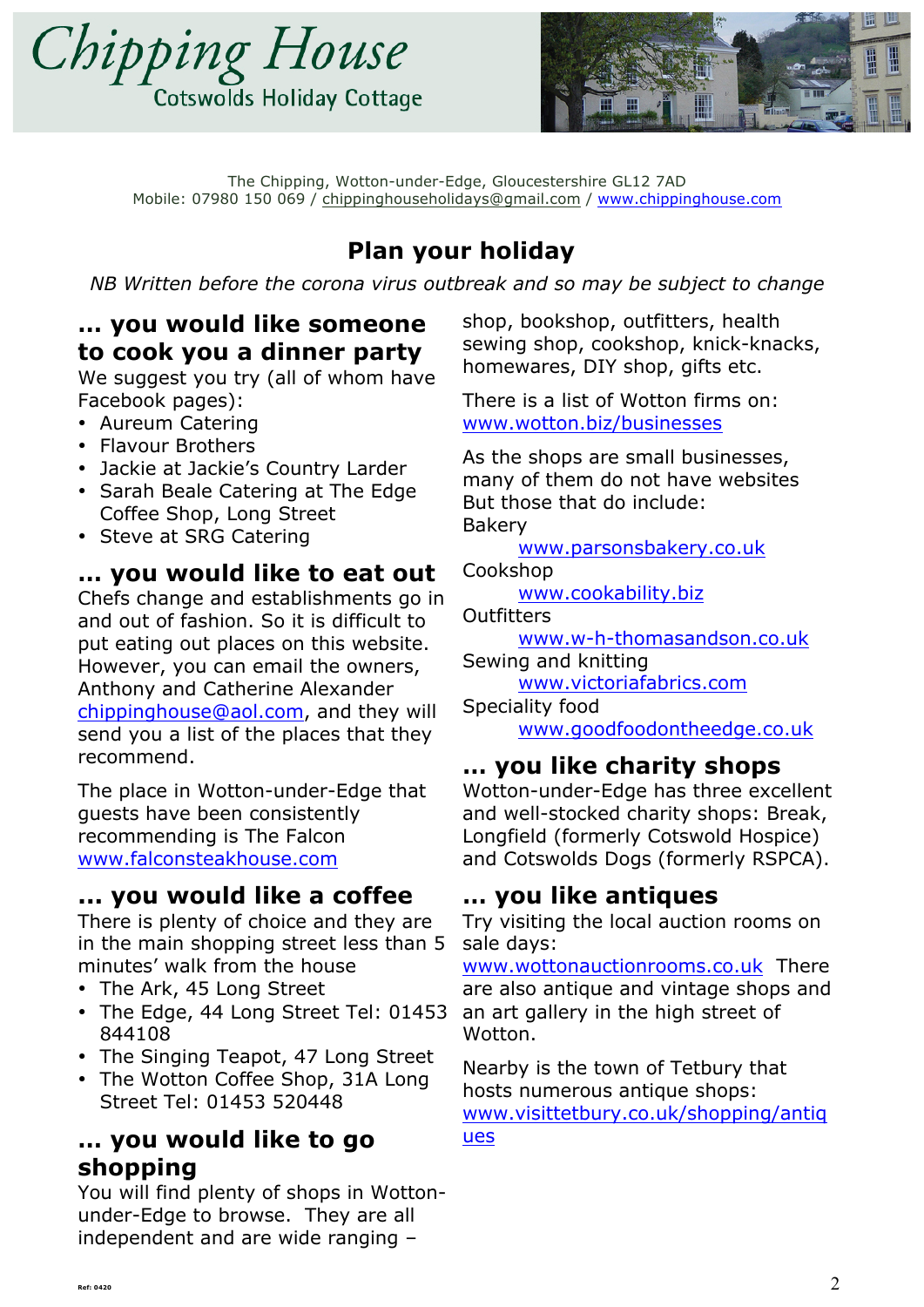# Chipping House

Cotswolds Holiday Cottage

The Chipping, Wotton-under-Edge, Gloucestershire GL12 7AD
Mobile: 07980 150 069 / chippinghouseholidays@gmail.com / www.chippinghouse.com

## Plan your holiday

*NB Written before the corona virus outbreak and so may be subject to change*

### … you would like someone to cook you a dinner party

We suggest you try (all of whom have Facebook pages):

- Aureum Catering
- Flavour Brothers
- Jackie at Jackie's Country Larder
- Sarah Beale Catering at The Edge Coffee Shop, Long Street
- Steve at SRG Catering

### … you would like to eat out

Chefs change and establishments go in and out of fashion. So it is difficult to put eating out places on this website. However, you can email the owners, Anthony and Catherine Alexander chippinghouse@aol.com, and they will send you a list of the places that they recommend.

The place in Wotton-under-Edge that guests have been consistently recommending is The Falcon www.falconsteakhouse.com

### … you would like a coffee

There is plenty of choice and they are in the main shopping street less than 5 minutes' walk from the house

- The Ark, 45 Long Street
- The Edge, 44 Long Street Tel: 01453 844108
- The Singing Teapot, 47 Long Street
- The Wotton Coffee Shop, 31A Long Street Tel: 01453 520448

### … you would like to go shopping

You will find plenty of shops in Wotton-under-Edge to browse. They are all independent and are wide ranging – shop, bookshop, outfitters, health sewing shop, cookshop, knick-knacks, homewares, DIY shop, gifts etc.

There is a list of Wotton firms on: www.wotton.biz/businesses

As the shops are small businesses, many of them do not have websites But those that do include:

Bakery
www.parsonsbakery.co.uk

Cookshop
www.cookability.biz

Outfitters
www.w-h-thomasandson.co.uk

Sewing and knitting
www.victoriafabrics.com

Speciality food
www.goodfoodontheedge.co.uk

### … you like charity shops

Wotton-under-Edge has three excellent and well-stocked charity shops: Break, Longfield (formerly Cotswold Hospice) and Cotswolds Dogs (formerly RSPCA).

### … you like antiques

Try visiting the local auction rooms on sale days: www.wottonauctionrooms.co.uk There are also antique and vintage shops and an art gallery in the high street of Wotton.

Nearby is the town of Tetbury that hosts numerous antique shops: www.visittetbury.co.uk/shopping/antiques

Ref: 0420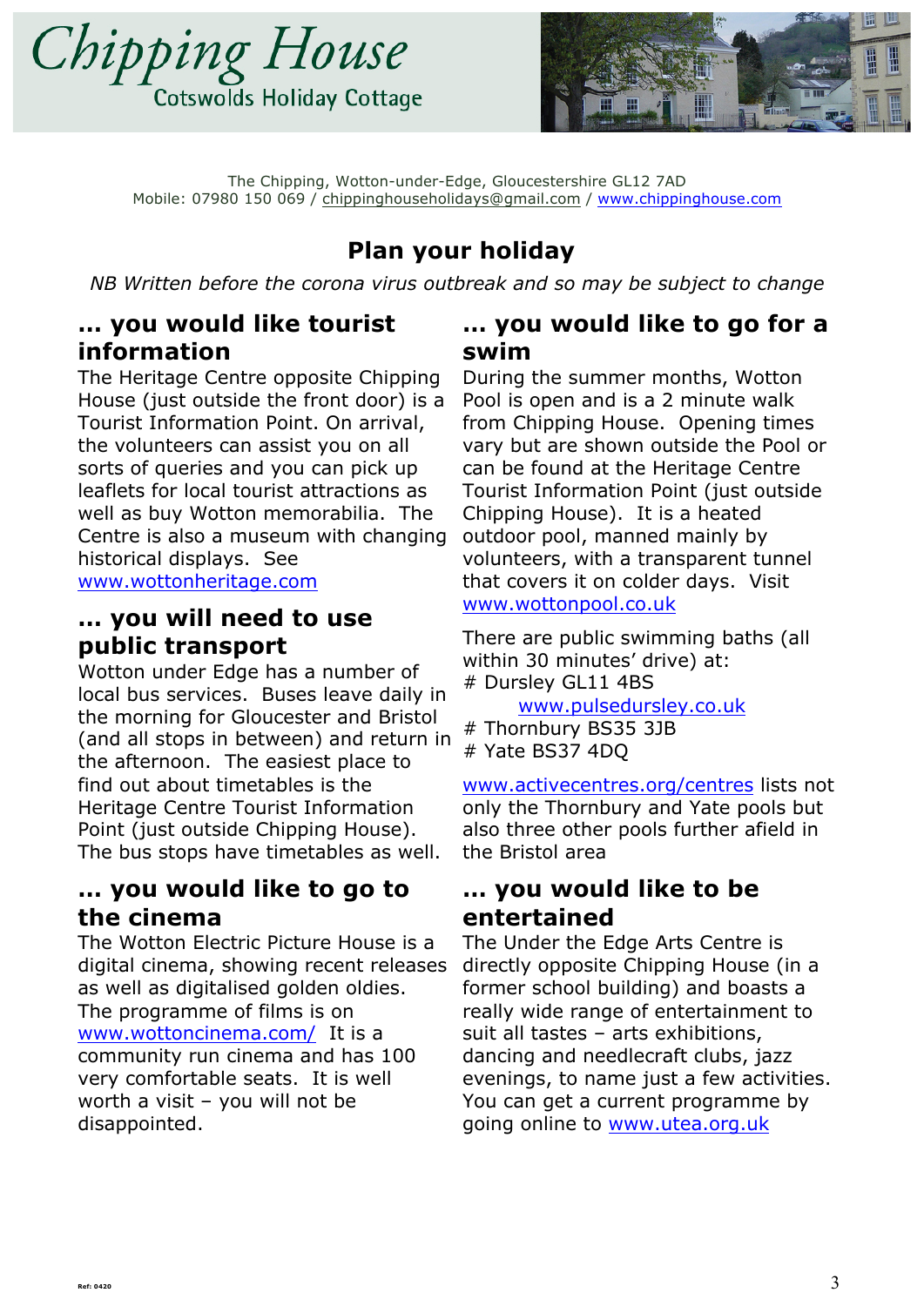# Chipping House

Cotswolds Holiday Cottage

The Chipping, Wotton-under-Edge, Gloucestershire GL12 7AD
Mobile: 07980 150 069 / chippinghouseholidays@gmail.com / www.chippinghouse.com

## Plan your holiday

*NB Written before the corona virus outbreak and so may be subject to change*

### … you would like tourist information

The Heritage Centre opposite Chipping House (just outside the front door) is a Tourist Information Point. On arrival, the volunteers can assist you on all sorts of queries and you can pick up leaflets for local tourist attractions as well as buy Wotton memorabilia. The Centre is also a museum with changing historical displays. See www.wottonheritage.com

### … you will need to use public transport

Wotton under Edge has a number of local bus services. Buses leave daily in the morning for Gloucester and Bristol (and all stops in between) and return in the afternoon. The easiest place to find out about timetables is the Heritage Centre Tourist Information Point (just outside Chipping House). The bus stops have timetables as well.

### … you would like to go to the cinema

The Wotton Electric Picture House is a digital cinema, showing recent releases as well as digitalised golden oldies. The programme of films is on www.wottoncinema.com/ It is a community run cinema and has 100 very comfortable seats. It is well worth a visit – you will not be disappointed.

### … you would like to go for a swim

During the summer months, Wotton Pool is open and is a 2 minute walk from Chipping House. Opening times vary but are shown outside the Pool or can be found at the Heritage Centre Tourist Information Point (just outside Chipping House). It is a heated outdoor pool, manned mainly by volunteers, with a transparent tunnel that covers it on colder days. Visit www.wottonpool.co.uk

There are public swimming baths (all within 30 minutes' drive) at:

# Dursley GL11 4BS
  www.pulsedursley.co.uk
# Thornbury BS35 3JB
# Yate BS37 4DQ

www.activecentres.org/centres lists not only the Thornbury and Yate pools but also three other pools further afield in the Bristol area

### … you would like to be entertained

The Under the Edge Arts Centre is directly opposite Chipping House (in a former school building) and boasts a really wide range of entertainment to suit all tastes – arts exhibitions, dancing and needlecraft clubs, jazz evenings, to name just a few activities. You can get a current programme by going online to www.utea.org.uk

Ref: 0420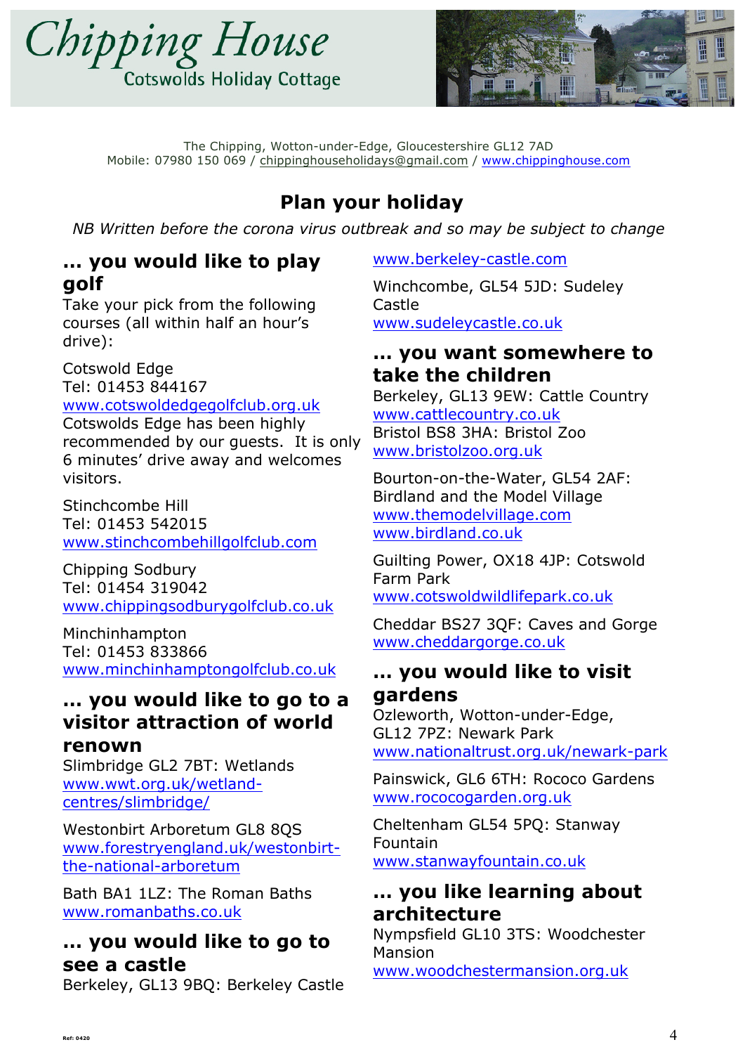# Chipping House

Cotswolds Holiday Cottage

The Chipping, Wotton-under-Edge, Gloucestershire GL12 7AD
Mobile: 07980 150 069 / chippinghouseholidays@gmail.com / www.chippinghouse.com

## Plan your holiday

*NB Written before the corona virus outbreak and so may be subject to change*

### … you would like to play golf

Take your pick from the following courses (all within half an hour's drive):

Cotswold Edge
Tel: 01453 844167
www.cotswoldedgegolfclub.org.uk
Cotswolds Edge has been highly recommended by our guests. It is only 6 minutes' drive away and welcomes visitors.

Stinchcombe Hill
Tel: 01453 542015
www.stinchcombehillgolfclub.com

Chipping Sodbury
Tel: 01454 319042
www.chippingsodburygolfclub.co.uk

Minchinhampton
Tel: 01453 833866
www.minchinhamptongolfclub.co.uk

### … you would like to go to a visitor attraction of world renown

Slimbridge GL2 7BT: Wetlands
www.wwt.org.uk/wetland-centres/slimbridge/

Westonbirt Arboretum GL8 8QS
www.forestryengland.uk/westonbirt-the-national-arboretum

Bath BA1 1LZ: The Roman Baths
www.romanbaths.co.uk

### … you would like to go to see a castle

Berkeley, GL13 9BQ: Berkeley Castle
www.berkeley-castle.com

Winchcombe, GL54 5JD: Sudeley Castle
www.sudeleycastle.co.uk

### … you want somewhere to take the children

Berkeley, GL13 9EW: Cattle Country
www.cattlecountry.co.uk
Bristol BS8 3HA: Bristol Zoo
www.bristolzoo.org.uk

Bourton-on-the-Water, GL54 2AF: Birdland and the Model Village
www.themodelvillage.com
www.birdland.co.uk

Guilting Power, OX18 4JP: Cotswold Farm Park
www.cotswoldwildlifepark.co.uk

Cheddar BS27 3QF: Caves and Gorge
www.cheddargorge.co.uk

### … you would like to visit gardens

Ozleworth, Wotton-under-Edge, GL12 7PZ: Newark Park
www.nationaltrust.org.uk/newark-park

Painswick, GL6 6TH: Rococo Gardens
www.rococogarden.org.uk

Cheltenham GL54 5PQ: Stanway Fountain
www.stanwayfountain.co.uk

### … you like learning about architecture

Nympsfield GL10 3TS: Woodchester Mansion
www.woodchestermansion.org.uk

Ref: 0420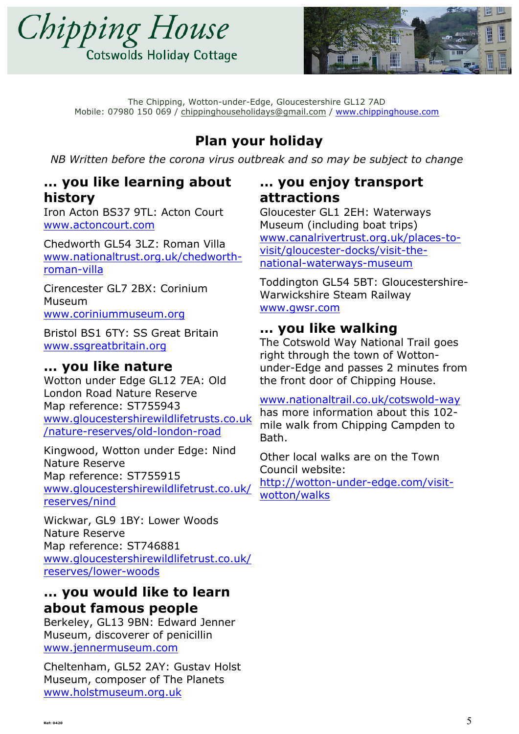# Chipping House

Cotswolds Holiday Cottage

The Chipping, Wotton-under-Edge, Gloucestershire GL12 7AD
Mobile: 07980 150 069 / chippinghouseholidays@gmail.com / www.chippinghouse.com

## Plan your holiday

*NB Written before the corona virus outbreak and so may be subject to change*

### … you like learning about history

Iron Acton BS37 9TL: Acton Court
www.actoncourt.com

Chedworth GL54 3LZ: Roman Villa
www.nationaltrust.org.uk/chedworth-roman-villa

Cirencester GL7 2BX: Corinium Museum
www.coriniummuseum.org

Bristol BS1 6TY: SS Great Britain
www.ssgreatbritain.org

### … you like nature

Wotton under Edge GL12 7EA: Old London Road Nature Reserve
Map reference: ST755943
www.gloucestershirewildlifetrusts.co.uk/nature-reserves/old-london-road

Kingwood, Wotton under Edge: Nind Nature Reserve
Map reference: ST755915
www.gloucestershirewildlifetrust.co.uk/reserves/nind

Wickwar, GL9 1BY: Lower Woods Nature Reserve
Map reference: ST746881
www.gloucestershirewildlifetrust.co.uk/reserves/lower-woods

### … you would like to learn about famous people

Berkeley, GL13 9BN: Edward Jenner Museum, discoverer of penicillin
www.jennermuseum.com

Cheltenham, GL52 2AY: Gustav Holst Museum, composer of The Planets
www.holstmuseum.org.uk

### … you enjoy transport attractions

Gloucester GL1 2EH: Waterways Museum (including boat trips)
www.canalrivertrust.org.uk/places-to-visit/gloucester-docks/visit-the-national-waterways-museum

Toddington GL54 5BT: Gloucestershire-Warwickshire Steam Railway
www.gwsr.com

### … you like walking

The Cotswold Way National Trail goes right through the town of Wotton-under-Edge and passes 2 minutes from the front door of Chipping House.

www.nationaltrail.co.uk/cotswold-way has more information about this 102-mile walk from Chipping Campden to Bath.

Other local walks are on the Town Council website:
http://wotton-under-edge.com/visit-wotton/walks

Ref: 0420